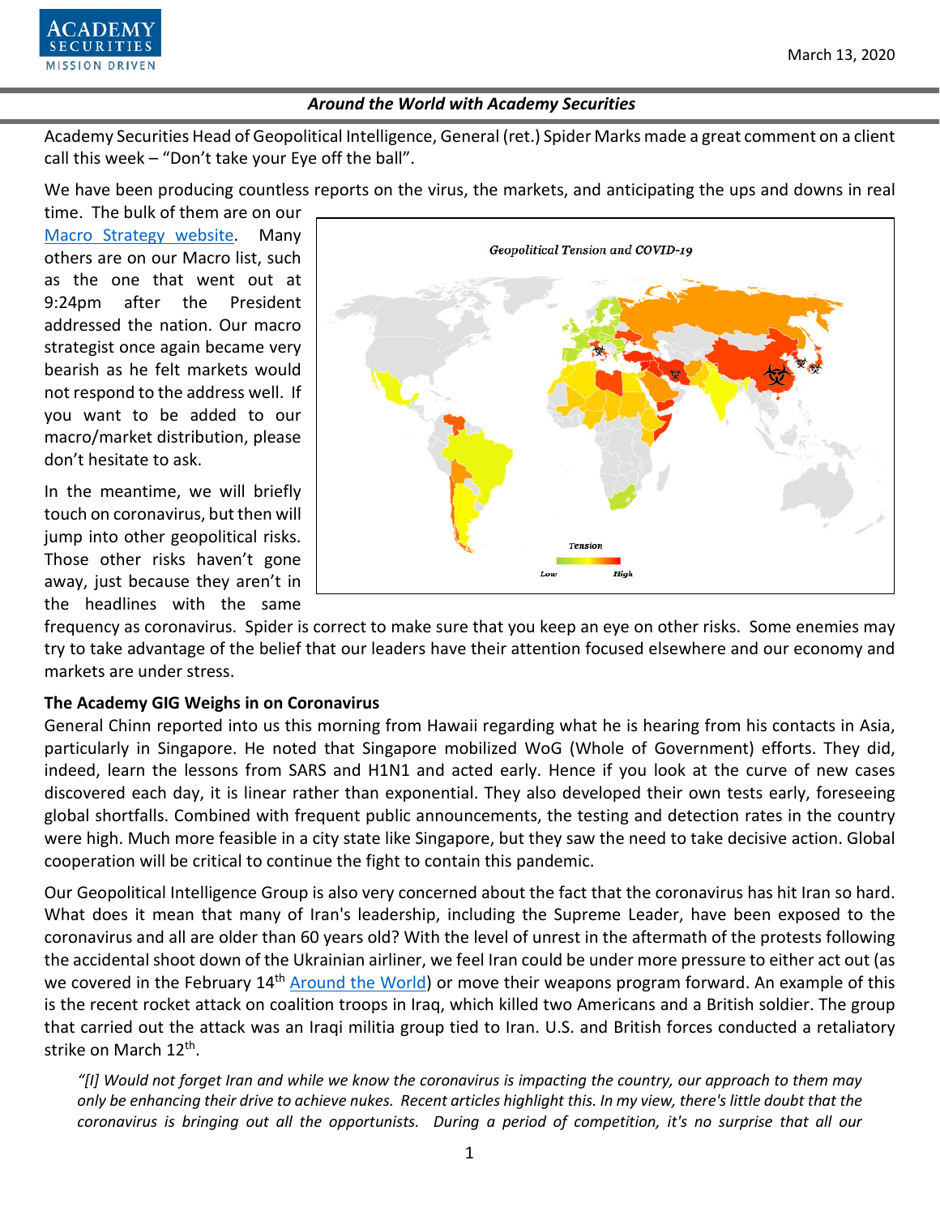March 13, 2020

*Around the World with Academy Securities*

Academy Securities Head of Geopolitical Intelligence, General (ret.) Spider Marks made a great comment on a client call this week – "Don't take your Eye off the ball".

We have been producing countless reports on the virus, the markets, and anticipating the ups and downs in real time. The bulk of them are on our Macro Strategy website. Many others are on our Macro list, such as the one that went out at 9:24pm after the President addressed the nation. Our macro strategist once again became very bearish as he felt markets would not respond to the address well. If you want to be added to our macro/market distribution, please don't hesitate to ask.

In the meantime, we will briefly touch on coronavirus, but then will jump into other geopolitical risks. Those other risks haven't gone away, just because they aren't in the headlines with the same frequency as coronavirus. Spider is correct to make sure that you keep an eye on other risks. Some enemies may try to take advantage of the belief that our leaders have their attention focused elsewhere and our economy and markets are under stress.

**The Academy GIG Weighs in on Coronavirus**

General Chinn reported into us this morning from Hawaii regarding what he is hearing from his contacts in Asia, particularly in Singapore. He noted that Singapore mobilized WoG (Whole of Government) efforts. They did, indeed, learn the lessons from SARS and H1N1 and acted early. Hence if you look at the curve of new cases discovered each day, it is linear rather than exponential. They also developed their own tests early, foreseeing global shortfalls. Combined with frequent public announcements, the testing and detection rates in the country were high. Much more feasible in a city state like Singapore, but they saw the need to take decisive action. Global cooperation will be critical to continue the fight to contain this pandemic.

Our Geopolitical Intelligence Group is also very concerned about the fact that the coronavirus has hit Iran so hard. What does it mean that many of Iran's leadership, including the Supreme Leader, have been exposed to the coronavirus and all are older than 60 years old? With the level of unrest in the aftermath of the protests following the accidental shoot down of the Ukrainian airliner, we feel Iran could be under more pressure to either act out (as we covered in the February 14th Around the World) or move their weapons program forward. An example of this is the recent rocket attack on coalition troops in Iraq, which killed two Americans and a British soldier. The group that carried out the attack was an Iraqi militia group tied to Iran. U.S. and British forces conducted a retaliatory strike on March 12th.

*"[I] Would not forget Iran and while we know the coronavirus is impacting the country, our approach to them may only be enhancing their drive to achieve nukes. Recent articles highlight this. In my view, there's little doubt that the coronavirus is bringing out all the opportunists. During a period of competition, it's no surprise that all our*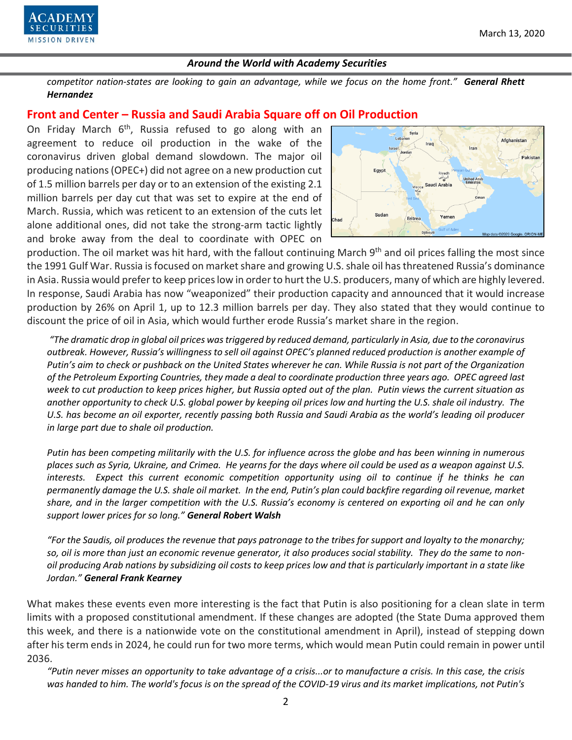*competitor nation-states are looking to gain an advantage, while we focus on the home front."* ***General Rhett Hernandez***

## Front and Center – Russia and Saudi Arabia Square off on Oil Production

On Friday March 6th, Russia refused to go along with an agreement to reduce oil production in the wake of the coronavirus driven global demand slowdown. The major oil producing nations (OPEC+) did not agree on a new production cut of 1.5 million barrels per day or to an extension of the existing 2.1 million barrels per day cut that was set to expire at the end of March. Russia, which was reticent to an extension of the cuts let alone additional ones, did not take the strong-arm tactic lightly and broke away from the deal to coordinate with OPEC on production. The oil market was hit hard, with the fallout continuing March 9th and oil prices falling the most since the 1991 Gulf War. Russia is focused on market share and growing U.S. shale oil has threatened Russia's dominance in Asia. Russia would prefer to keep prices low in order to hurt the U.S. producers, many of which are highly levered. In response, Saudi Arabia has now "weaponized" their production capacity and announced that it would increase production by 26% on April 1, up to 12.3 million barrels per day. They also stated that they would continue to discount the price of oil in Asia, which would further erode Russia's market share in the region.

*"The dramatic drop in global oil prices was triggered by reduced demand, particularly in Asia, due to the coronavirus outbreak. However, Russia's willingness to sell oil against OPEC's planned reduced production is another example of Putin's aim to check or pushback on the United States wherever he can. While Russia is not part of the Organization of the Petroleum Exporting Countries, they made a deal to coordinate production three years ago. OPEC agreed last week to cut production to keep prices higher, but Russia opted out of the plan. Putin views the current situation as another opportunity to check U.S. global power by keeping oil prices low and hurting the U.S. shale oil industry. The U.S. has become an oil exporter, recently passing both Russia and Saudi Arabia as the world's leading oil producer in large part due to shale oil production.*

*Putin has been competing militarily with the U.S. for influence across the globe and has been winning in numerous places such as Syria, Ukraine, and Crimea. He yearns for the days where oil could be used as a weapon against U.S. interests. Expect this current economic competition opportunity using oil to continue if he thinks he can permanently damage the U.S. shale oil market. In the end, Putin's plan could backfire regarding oil revenue, market share, and in the larger competition with the U.S. Russia's economy is centered on exporting oil and he can only support lower prices for so long."* ***General Robert Walsh***

*"For the Saudis, oil produces the revenue that pays patronage to the tribes for support and loyalty to the monarchy; so, oil is more than just an economic revenue generator, it also produces social stability. They do the same to non-oil producing Arab nations by subsidizing oil costs to keep prices low and that is particularly important in a state like Jordan."* ***General Frank Kearney***

What makes these events even more interesting is the fact that Putin is also positioning for a clean slate in term limits with a proposed constitutional amendment. If these changes are adopted (the State Duma approved them this week, and there is a nationwide vote on the constitutional amendment in April), instead of stepping down after his term ends in 2024, he could run for two more terms, which would mean Putin could remain in power until 2036.

*"Putin never misses an opportunity to take advantage of a crisis...or to manufacture a crisis. In this case, the crisis was handed to him. The world's focus is on the spread of the COVID-19 virus and its market implications, not Putin's*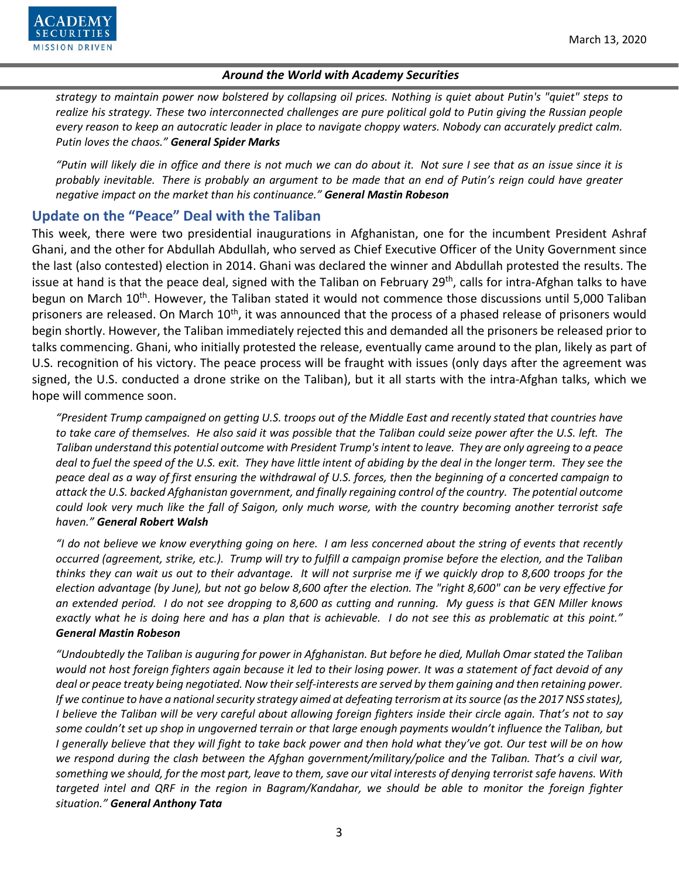*strategy to maintain power now bolstered by collapsing oil prices. Nothing is quiet about Putin's "quiet" steps to realize his strategy. These two interconnected challenges are pure political gold to Putin giving the Russian people every reason to keep an autocratic leader in place to navigate choppy waters. Nobody can accurately predict calm. Putin loves the chaos."* ***General Spider Marks***

*"Putin will likely die in office and there is not much we can do about it. Not sure I see that as an issue since it is probably inevitable. There is probably an argument to be made that an end of Putin's reign could have greater negative impact on the market than his continuance."* ***General Mastin Robeson***

## Update on the "Peace" Deal with the Taliban

This week, there were two presidential inaugurations in Afghanistan, one for the incumbent President Ashraf Ghani, and the other for Abdullah Abdullah, who served as Chief Executive Officer of the Unity Government since the last (also contested) election in 2014. Ghani was declared the winner and Abdullah protested the results. The issue at hand is that the peace deal, signed with the Taliban on February 29th, calls for intra-Afghan talks to have begun on March 10th. However, the Taliban stated it would not commence those discussions until 5,000 Taliban prisoners are released. On March 10th, it was announced that the process of a phased release of prisoners would begin shortly. However, the Taliban immediately rejected this and demanded all the prisoners be released prior to talks commencing. Ghani, who initially protested the release, eventually came around to the plan, likely as part of U.S. recognition of his victory. The peace process will be fraught with issues (only days after the agreement was signed, the U.S. conducted a drone strike on the Taliban), but it all starts with the intra-Afghan talks, which we hope will commence soon.

*"President Trump campaigned on getting U.S. troops out of the Middle East and recently stated that countries have to take care of themselves. He also said it was possible that the Taliban could seize power after the U.S. left. The Taliban understand this potential outcome with President Trump's intent to leave. They are only agreeing to a peace deal to fuel the speed of the U.S. exit. They have little intent of abiding by the deal in the longer term. They see the peace deal as a way of first ensuring the withdrawal of U.S. forces, then the beginning of a concerted campaign to attack the U.S. backed Afghanistan government, and finally regaining control of the country. The potential outcome could look very much like the fall of Saigon, only much worse, with the country becoming another terrorist safe haven."* ***General Robert Walsh***

*"I do not believe we know everything going on here. I am less concerned about the string of events that recently occurred (agreement, strike, etc.). Trump will try to fulfill a campaign promise before the election, and the Taliban thinks they can wait us out to their advantage. It will not surprise me if we quickly drop to 8,600 troops for the election advantage (by June), but not go below 8,600 after the election. The "right 8,600" can be very effective for an extended period. I do not see dropping to 8,600 as cutting and running. My guess is that GEN Miller knows exactly what he is doing here and has a plan that is achievable. I do not see this as problematic at this point."* ***General Mastin Robeson***

*"Undoubtedly the Taliban is auguring for power in Afghanistan. But before he died, Mullah Omar stated the Taliban would not host foreign fighters again because it led to their losing power. It was a statement of fact devoid of any deal or peace treaty being negotiated. Now their self-interests are served by them gaining and then retaining power. If we continue to have a national security strategy aimed at defeating terrorism at its source (as the 2017 NSS states), I believe the Taliban will be very careful about allowing foreign fighters inside their circle again. That's not to say some couldn't set up shop in ungoverned terrain or that large enough payments wouldn't influence the Taliban, but I generally believe that they will fight to take back power and then hold what they've got. Our test will be on how we respond during the clash between the Afghan government/military/police and the Taliban. That's a civil war, something we should, for the most part, leave to them, save our vital interests of denying terrorist safe havens. With targeted intel and QRF in the region in Bagram/Kandahar, we should be able to monitor the foreign fighter situation."* ***General Anthony Tata***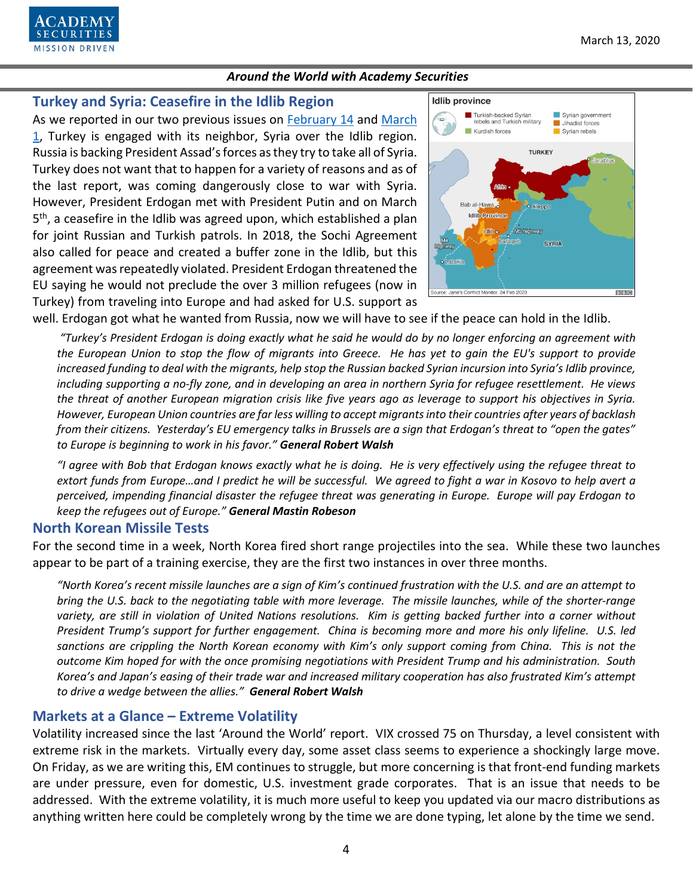## Turkey and Syria: Ceasefire in the Idlib Region

As we reported in our two previous issues on February 14 and March 1, Turkey is engaged with its neighbor, Syria over the Idlib region. Russia is backing President Assad's forces as they try to take all of Syria. Turkey does not want that to happen for a variety of reasons and as of the last report, was coming dangerously close to war with Syria. However, President Erdogan met with President Putin and on March 5th, a ceasefire in the Idlib was agreed upon, which established a plan for joint Russian and Turkish patrols. In 2018, the Sochi Agreement also called for peace and created a buffer zone in the Idlib, but this agreement was repeatedly violated. President Erdogan threatened the EU saying he would not preclude the over 3 million refugees (now in Turkey) from traveling into Europe and had asked for U.S. support as well. Erdogan got what he wanted from Russia, now we will have to see if the peace can hold in the Idlib.

*"Turkey's President Erdogan is doing exactly what he said he would do by no longer enforcing an agreement with the European Union to stop the flow of migrants into Greece. He has yet to gain the EU's support to provide increased funding to deal with the migrants, help stop the Russian backed Syrian incursion into Syria's Idlib province, including supporting a no-fly zone, and in developing an area in northern Syria for refugee resettlement. He views the threat of another European migration crisis like five years ago as leverage to support his objectives in Syria. However, European Union countries are far less willing to accept migrants into their countries after years of backlash from their citizens. Yesterday's EU emergency talks in Brussels are a sign that Erdogan's threat to "open the gates" to Europe is beginning to work in his favor."* ***General Robert Walsh***

*"I agree with Bob that Erdogan knows exactly what he is doing. He is very effectively using the refugee threat to extort funds from Europe…and I predict he will be successful. We agreed to fight a war in Kosovo to help avert a perceived, impending financial disaster the refugee threat was generating in Europe. Europe will pay Erdogan to keep the refugees out of Europe."* ***General Mastin Robeson***

## North Korean Missile Tests

For the second time in a week, North Korea fired short range projectiles into the sea. While these two launches appear to be part of a training exercise, they are the first two instances in over three months.

*"North Korea's recent missile launches are a sign of Kim's continued frustration with the U.S. and are an attempt to bring the U.S. back to the negotiating table with more leverage. The missile launches, while of the shorter-range variety, are still in violation of United Nations resolutions. Kim is getting backed further into a corner without President Trump's support for further engagement. China is becoming more and more his only lifeline. U.S. led sanctions are crippling the North Korean economy with Kim's only support coming from China. This is not the outcome Kim hoped for with the once promising negotiations with President Trump and his administration. South Korea's and Japan's easing of their trade war and increased military cooperation has also frustrated Kim's attempt to drive a wedge between the allies."* ***General Robert Walsh***

## Markets at a Glance – Extreme Volatility

Volatility increased since the last 'Around the World' report. VIX crossed 75 on Thursday, a level consistent with extreme risk in the markets. Virtually every day, some asset class seems to experience a shockingly large move. On Friday, as we are writing this, EM continues to struggle, but more concerning is that front-end funding markets are under pressure, even for domestic, U.S. investment grade corporates. That is an issue that needs to be addressed. With the extreme volatility, it is much more useful to keep you updated via our macro distributions as anything written here could be completely wrong by the time we are done typing, let alone by the time we send.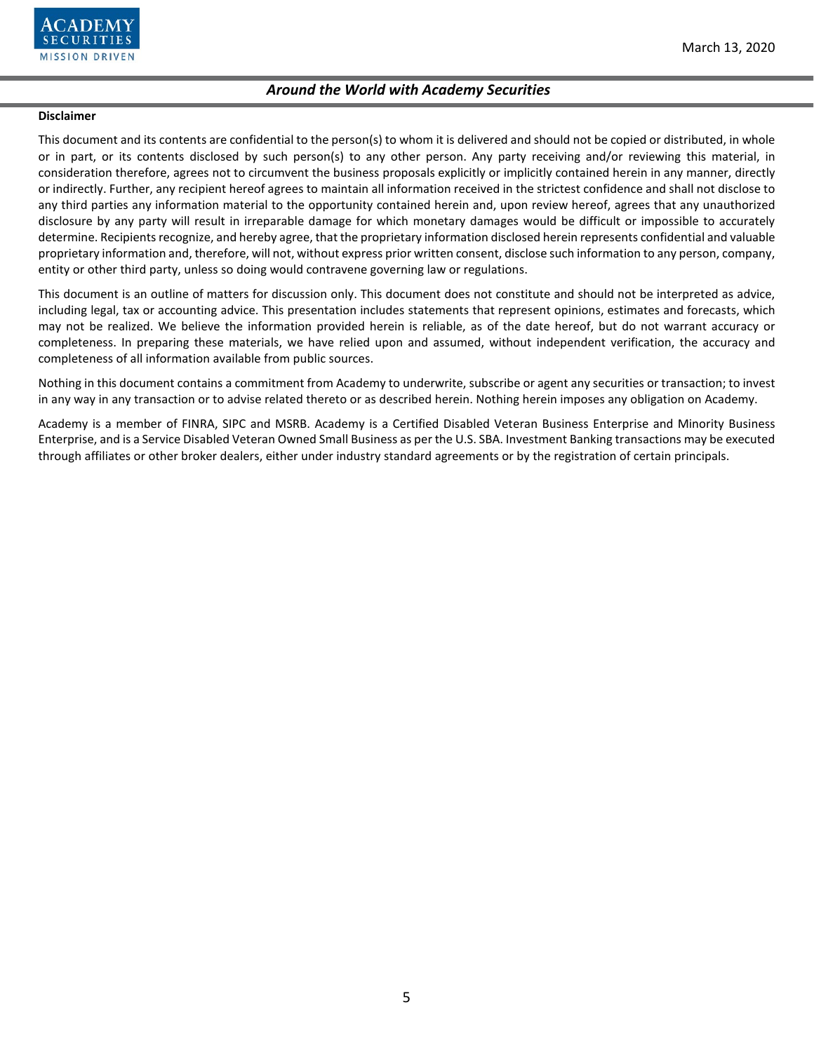**Disclaimer**

This document and its contents are confidential to the person(s) to whom it is delivered and should not be copied or distributed, in whole or in part, or its contents disclosed by such person(s) to any other person. Any party receiving and/or reviewing this material, in consideration therefore, agrees not to circumvent the business proposals explicitly or implicitly contained herein in any manner, directly or indirectly. Further, any recipient hereof agrees to maintain all information received in the strictest confidence and shall not disclose to any third parties any information material to the opportunity contained herein and, upon review hereof, agrees that any unauthorized disclosure by any party will result in irreparable damage for which monetary damages would be difficult or impossible to accurately determine. Recipients recognize, and hereby agree, that the proprietary information disclosed herein represents confidential and valuable proprietary information and, therefore, will not, without express prior written consent, disclose such information to any person, company, entity or other third party, unless so doing would contravene governing law or regulations.

This document is an outline of matters for discussion only. This document does not constitute and should not be interpreted as advice, including legal, tax or accounting advice. This presentation includes statements that represent opinions, estimates and forecasts, which may not be realized. We believe the information provided herein is reliable, as of the date hereof, but do not warrant accuracy or completeness. In preparing these materials, we have relied upon and assumed, without independent verification, the accuracy and completeness of all information available from public sources.

Nothing in this document contains a commitment from Academy to underwrite, subscribe or agent any securities or transaction; to invest in any way in any transaction or to advise related thereto or as described herein. Nothing herein imposes any obligation on Academy.

Academy is a member of FINRA, SIPC and MSRB. Academy is a Certified Disabled Veteran Business Enterprise and Minority Business Enterprise, and is a Service Disabled Veteran Owned Small Business as per the U.S. SBA. Investment Banking transactions may be executed through affiliates or other broker dealers, either under industry standard agreements or by the registration of certain principals.